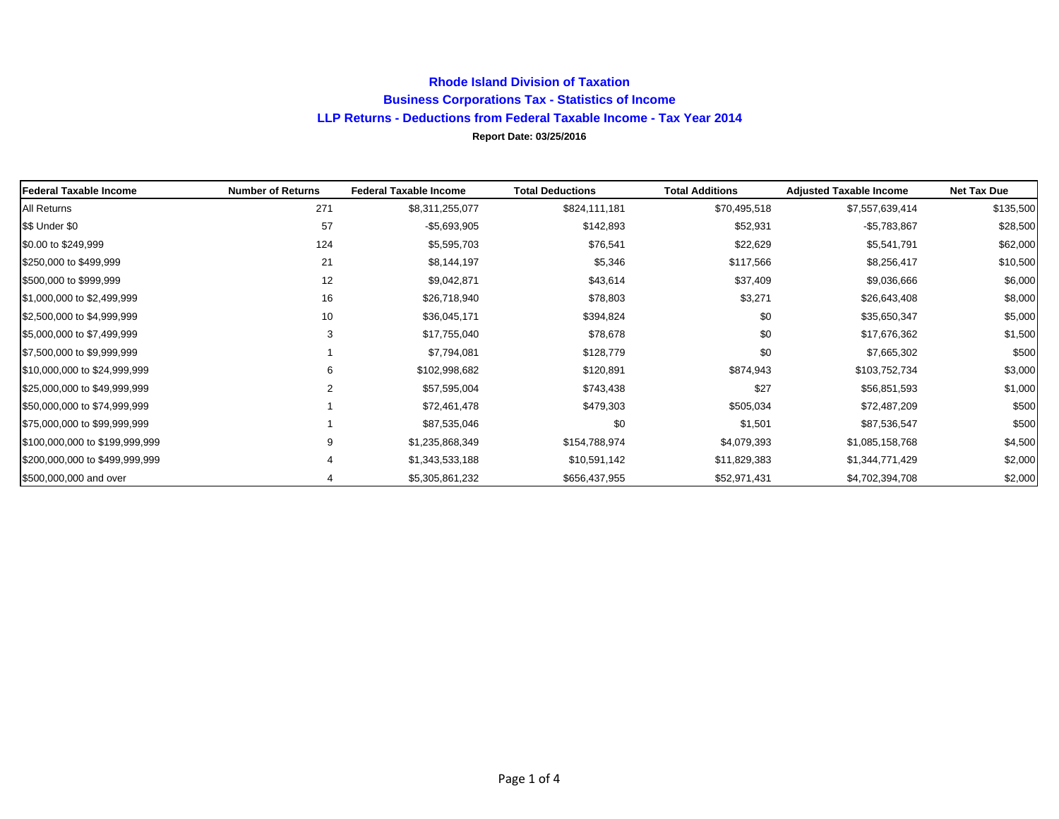# Rhode Island Division of Taxation

## Business Corporations Tax - Statistics of Income

## LLP Returns - Deductions from Federal Taxable Income - Tax Year 2014

**Report Date: 03/25/2016**

| Federal Taxable Income | Number of Returns | Federal Taxable Income | Total Deductions | Total Additions | Adjusted Taxable Income | Net Tax Due |
|---|---|---|---|---|---|---|
| All Returns | 271 | $8,311,255,077 | $824,111,181 | $70,495,518 | $7,557,639,414 | $135,500 |
| $$ Under $0 | 57 | -$5,693,905 | $142,893 | $52,931 | -$5,783,867 | $28,500 |
| $0.00 to $249,999 | 124 | $5,595,703 | $76,541 | $22,629 | $5,541,791 | $62,000 |
| $250,000 to $499,999 | 21 | $8,144,197 | $5,346 | $117,566 | $8,256,417 | $10,500 |
| $500,000 to $999,999 | 12 | $9,042,871 | $43,614 | $37,409 | $9,036,666 | $6,000 |
| $1,000,000 to $2,499,999 | 16 | $26,718,940 | $78,803 | $3,271 | $26,643,408 | $8,000 |
| $2,500,000 to $4,999,999 | 10 | $36,045,171 | $394,824 | $0 | $35,650,347 | $5,000 |
| $5,000,000 to $7,499,999 | 3 | $17,755,040 | $78,678 | $0 | $17,676,362 | $1,500 |
| $7,500,000 to $9,999,999 | 1 | $7,794,081 | $128,779 | $0 | $7,665,302 | $500 |
| $10,000,000 to $24,999,999 | 6 | $102,998,682 | $120,891 | $874,943 | $103,752,734 | $3,000 |
| $25,000,000 to $49,999,999 | 2 | $57,595,004 | $743,438 | $27 | $56,851,593 | $1,000 |
| $50,000,000 to $74,999,999 | 1 | $72,461,478 | $479,303 | $505,034 | $72,487,209 | $500 |
| $75,000,000 to $99,999,999 | 1 | $87,535,046 | $0 | $1,501 | $87,536,547 | $500 |
| $100,000,000 to $199,999,999 | 9 | $1,235,868,349 | $154,788,974 | $4,079,393 | $1,085,158,768 | $4,500 |
| $200,000,000 to $499,999,999 | 4 | $1,343,533,188 | $10,591,142 | $11,829,383 | $1,344,771,429 | $2,000 |
| $500,000,000 and over | 4 | $5,305,861,232 | $656,437,955 | $52,971,431 | $4,702,394,708 | $2,000 |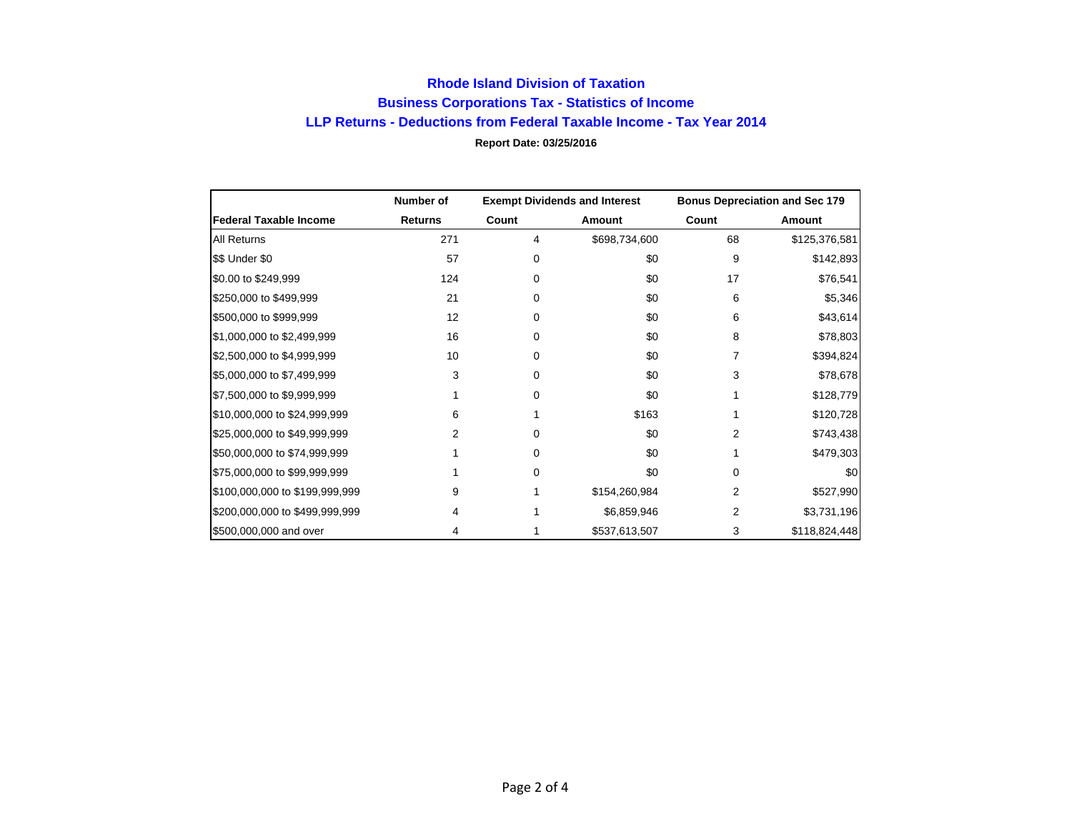# Rhode Island Division of Taxation

## Business Corporations Tax - Statistics of Income

## LLP Returns - Deductions from Federal Taxable Income - Tax Year 2014

**Report Date: 03/25/2016**

| | Number of | Exempt Dividends and Interest | | Bonus Depreciation and Sec 179 | |
|---|---|---|---|---|---|
| **Federal Taxable Income** | **Returns** | **Count** | **Amount** | **Count** | **Amount** |
| All Returns | 271 | 4 | $698,734,600 | 68 | $125,376,581 |
| $$ Under $0 | 57 | 0 | $0 | 9 | $142,893 |
| $0.00 to $249,999 | 124 | 0 | $0 | 17 | $76,541 |
| $250,000 to $499,999 | 21 | 0 | $0 | 6 | $5,346 |
| $500,000 to $999,999 | 12 | 0 | $0 | 6 | $43,614 |
| $1,000,000 to $2,499,999 | 16 | 0 | $0 | 8 | $78,803 |
| $2,500,000 to $4,999,999 | 10 | 0 | $0 | 7 | $394,824 |
| $5,000,000 to $7,499,999 | 3 | 0 | $0 | 3 | $78,678 |
| $7,500,000 to $9,999,999 | 1 | 0 | $0 | 1 | $128,779 |
| $10,000,000 to $24,999,999 | 6 | 1 | $163 | 1 | $120,728 |
| $25,000,000 to $49,999,999 | 2 | 0 | $0 | 2 | $743,438 |
| $50,000,000 to $74,999,999 | 1 | 0 | $0 | 1 | $479,303 |
| $75,000,000 to $99,999,999 | 1 | 0 | $0 | 0 | $0 |
| $100,000,000 to $199,999,999 | 9 | 1 | $154,260,984 | 2 | $527,990 |
| $200,000,000 to $499,999,999 | 4 | 1 | $6,859,946 | 2 | $3,731,196 |
| $500,000,000 and over | 4 | 1 | $537,613,507 | 3 | $118,824,448 |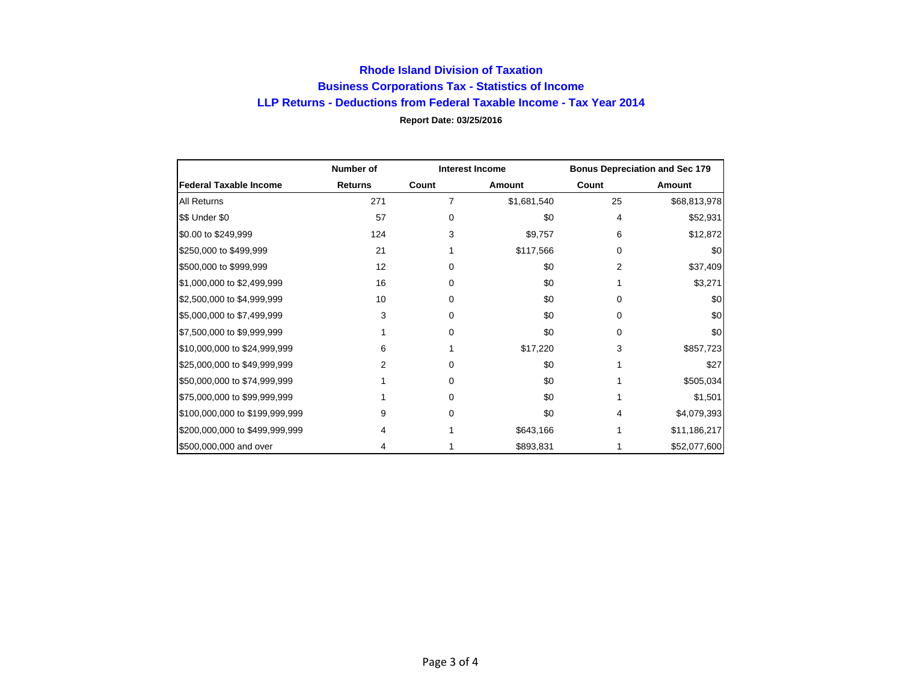# Rhode Island Division of Taxation

## Business Corporations Tax - Statistics of Income

## LLP Returns - Deductions from Federal Taxable Income - Tax Year 2014

**Report Date: 03/25/2016**

| | Number of | Interest Income | | Bonus Depreciation and Sec 179 | |
|---|---|---|---|---|---|
| **Federal Taxable Income** | **Returns** | **Count** | **Amount** | **Count** | **Amount** |
| All Returns | 271 | 7 | $1,681,540 | 25 | $68,813,978 |
| $$ Under $0 | 57 | 0 | $0 | 4 | $52,931 |
| $0.00 to $249,999 | 124 | 3 | $9,757 | 6 | $12,872 |
| $250,000 to $499,999 | 21 | 1 | $117,566 | 0 | $0 |
| $500,000 to $999,999 | 12 | 0 | $0 | 2 | $37,409 |
| $1,000,000 to $2,499,999 | 16 | 0 | $0 | 1 | $3,271 |
| $2,500,000 to $4,999,999 | 10 | 0 | $0 | 0 | $0 |
| $5,000,000 to $7,499,999 | 3 | 0 | $0 | 0 | $0 |
| $7,500,000 to $9,999,999 | 1 | 0 | $0 | 0 | $0 |
| $10,000,000 to $24,999,999 | 6 | 1 | $17,220 | 3 | $857,723 |
| $25,000,000 to $49,999,999 | 2 | 0 | $0 | 1 | $27 |
| $50,000,000 to $74,999,999 | 1 | 0 | $0 | 1 | $505,034 |
| $75,000,000 to $99,999,999 | 1 | 0 | $0 | 1 | $1,501 |
| $100,000,000 to $199,999,999 | 9 | 0 | $0 | 4 | $4,079,393 |
| $200,000,000 to $499,999,999 | 4 | 1 | $643,166 | 1 | $11,186,217 |
| $500,000,000 and over | 4 | 1 | $893,831 | 1 | $52,077,600 |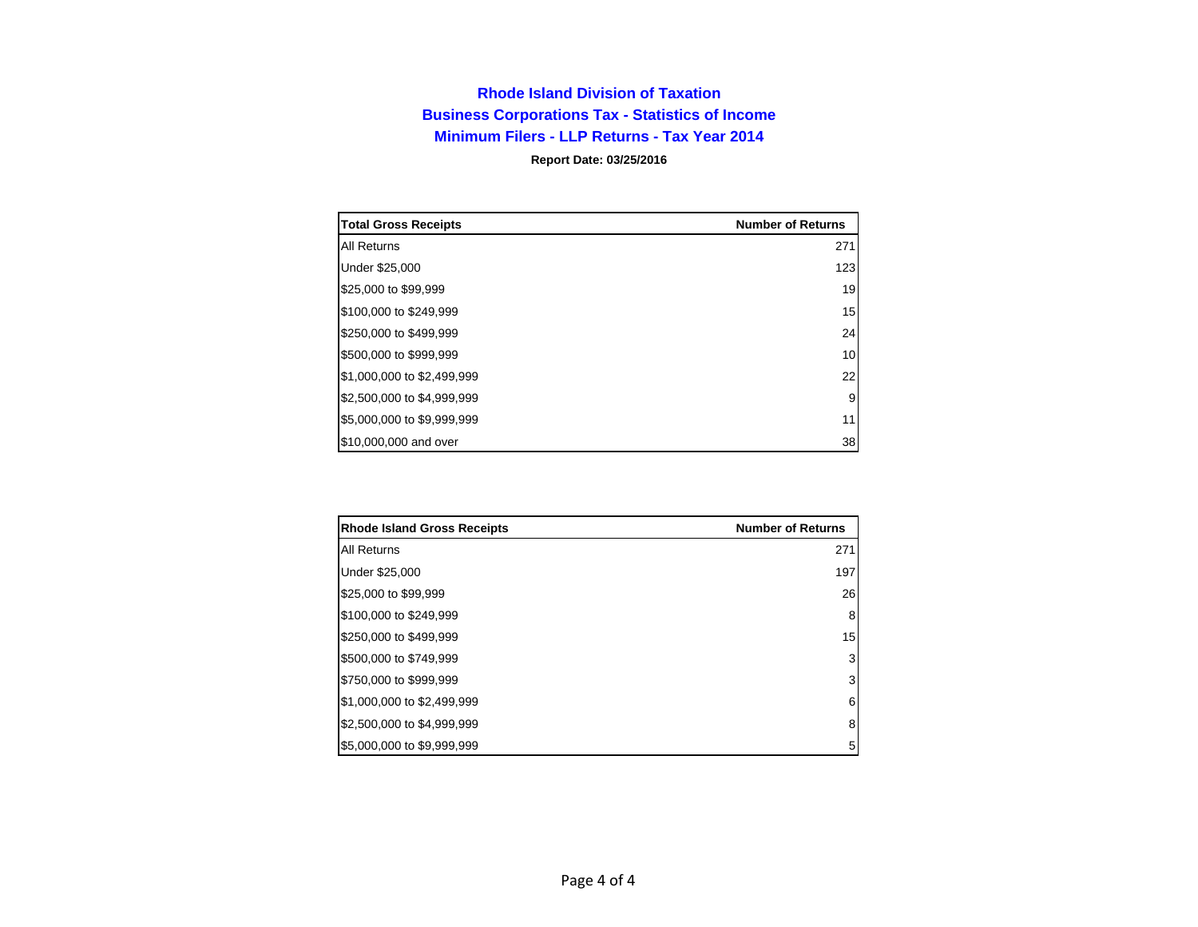# Rhode Island Division of Taxation

## Business Corporations Tax - Statistics of Income

## Minimum Filers - LLP Returns - Tax Year 2014

**Report Date: 03/25/2016**

| Total Gross Receipts | Number of Returns |
|---|---|
| All Returns | 271 |
| Under $25,000 | 123 |
| $25,000 to $99,999 | 19 |
| $100,000 to $249,999 | 15 |
| $250,000 to $499,999 | 24 |
| $500,000 to $999,999 | 10 |
| $1,000,000 to $2,499,999 | 22 |
| $2,500,000 to $4,999,999 | 9 |
| $5,000,000 to $9,999,999 | 11 |
| $10,000,000 and over | 38 |

| Rhode Island Gross Receipts | Number of Returns |
|---|---|
| All Returns | 271 |
| Under $25,000 | 197 |
| $25,000 to $99,999 | 26 |
| $100,000 to $249,999 | 8 |
| $250,000 to $499,999 | 15 |
| $500,000 to $749,999 | 3 |
| $750,000 to $999,999 | 3 |
| $1,000,000 to $2,499,999 | 6 |
| $2,500,000 to $4,999,999 | 8 |
| $5,000,000 to $9,999,999 | 5 |